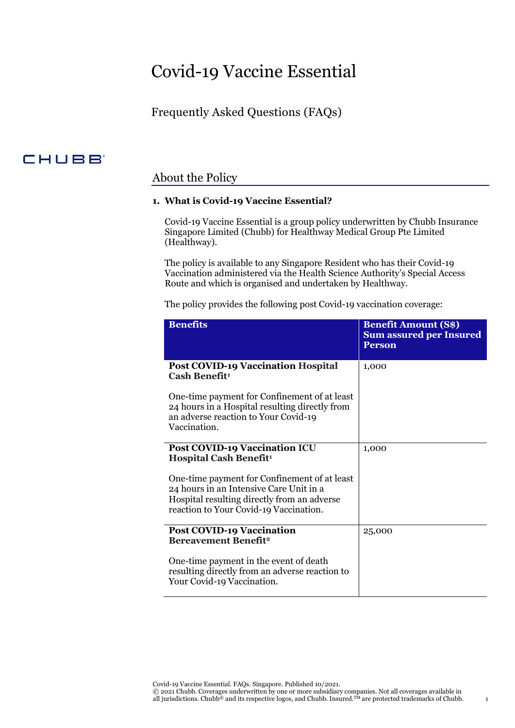# Covid-19 Vaccine Essential

## Frequently Asked Questions (FAQs)

CHUBB

## About the Policy

**1. What is Covid-19 Vaccine Essential?**

Covid-19 Vaccine Essential is a group policy underwritten by Chubb Insurance Singapore Limited (Chubb) for Healthway Medical Group Pte Limited (Healthway).

The policy is available to any Singapore Resident who has their Covid-19 Vaccination administered via the Health Science Authority's Special Access Route and which is organised and undertaken by Healthway.

The policy provides the following post Covid-19 vaccination coverage:

| Benefits | Benefit Amount (S$) Sum assured per Insured Person |
|---|---|
| **Post COVID-19 Vaccination Hospital Cash Benefit**[1]<br><br>One-time payment for Confinement of at least 24 hours in a Hospital resulting directly from an adverse reaction to Your Covid-19 Vaccination. | 1,000 |
| **Post COVID-19 Vaccination ICU Hospital Cash Benefit**[1]<br><br>One-time payment for Confinement of at least 24 hours in an Intensive Care Unit in a Hospital resulting directly from an adverse reaction to Your Covid-19 Vaccination. | 1,000 |
| **Post COVID-19 Vaccination Bereavement Benefit**[2]<br><br>One-time payment in the event of death resulting directly from an adverse reaction to Your Covid-19 Vaccination. | 25,000 |

Covid-19 Vaccine Essential. FAQs. Singapore. Published 10/2021.
© 2021 Chubb. Coverages underwritten by one or more subsidiary companies. Not all coverages available in all jurisdictions. Chubb® and its respective logos, and Chubb. Insured.™ are protected trademarks of Chubb.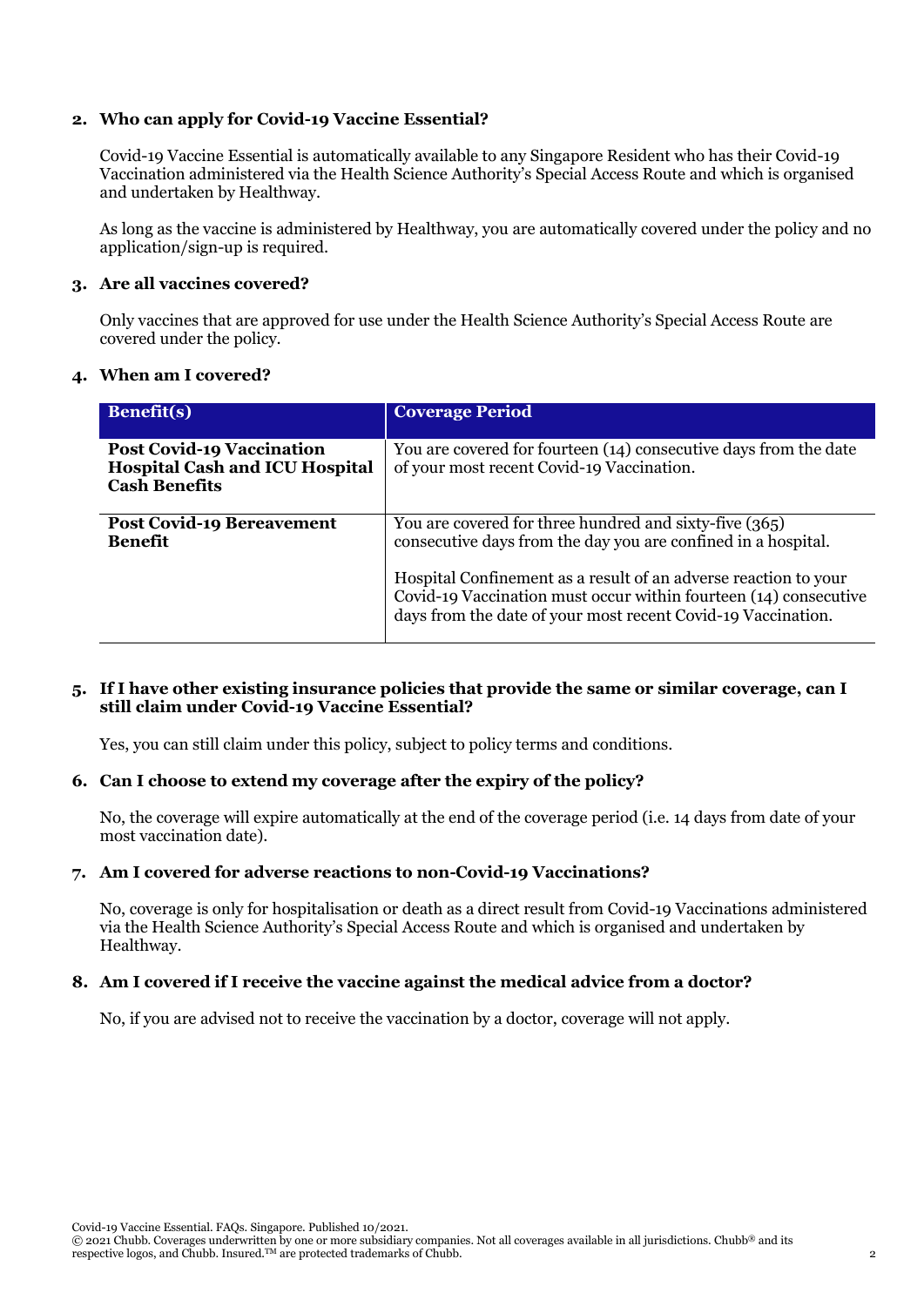**2. Who can apply for Covid-19 Vaccine Essential?**

Covid-19 Vaccine Essential is automatically available to any Singapore Resident who has their Covid-19 Vaccination administered via the Health Science Authority's Special Access Route and which is organised and undertaken by Healthway.

As long as the vaccine is administered by Healthway, you are automatically covered under the policy and no application/sign-up is required.

**3. Are all vaccines covered?**

Only vaccines that are approved for use under the Health Science Authority's Special Access Route are covered under the policy.

**4. When am I covered?**

| Benefit(s) | Coverage Period |
|---|---|
| **Post Covid-19 Vaccination Hospital Cash and ICU Hospital Cash Benefits** | You are covered for fourteen (14) consecutive days from the date of your most recent Covid-19 Vaccination. |
| **Post Covid-19 Bereavement Benefit** | You are covered for three hundred and sixty-five (365) consecutive days from the day you are confined in a hospital.<br><br>Hospital Confinement as a result of an adverse reaction to your Covid-19 Vaccination must occur within fourteen (14) consecutive days from the date of your most recent Covid-19 Vaccination. |

**5. If I have other existing insurance policies that provide the same or similar coverage, can I still claim under Covid-19 Vaccine Essential?**

Yes, you can still claim under this policy, subject to policy terms and conditions.

**6. Can I choose to extend my coverage after the expiry of the policy?**

No, the coverage will expire automatically at the end of the coverage period (i.e. 14 days from date of your most vaccination date).

**7. Am I covered for adverse reactions to non-Covid-19 Vaccinations?**

No, coverage is only for hospitalisation or death as a direct result from Covid-19 Vaccinations administered via the Health Science Authority's Special Access Route and which is organised and undertaken by Healthway.

**8. Am I covered if I receive the vaccine against the medical advice from a doctor?**

No, if you are advised not to receive the vaccination by a doctor, coverage will not apply.

Covid-19 Vaccine Essential. FAQs. Singapore. Published 10/2021.
© 2021 Chubb. Coverages underwritten by one or more subsidiary companies. Not all coverages available in all jurisdictions. Chubb® and its respective logos, and Chubb. Insured.™ are protected trademarks of Chubb.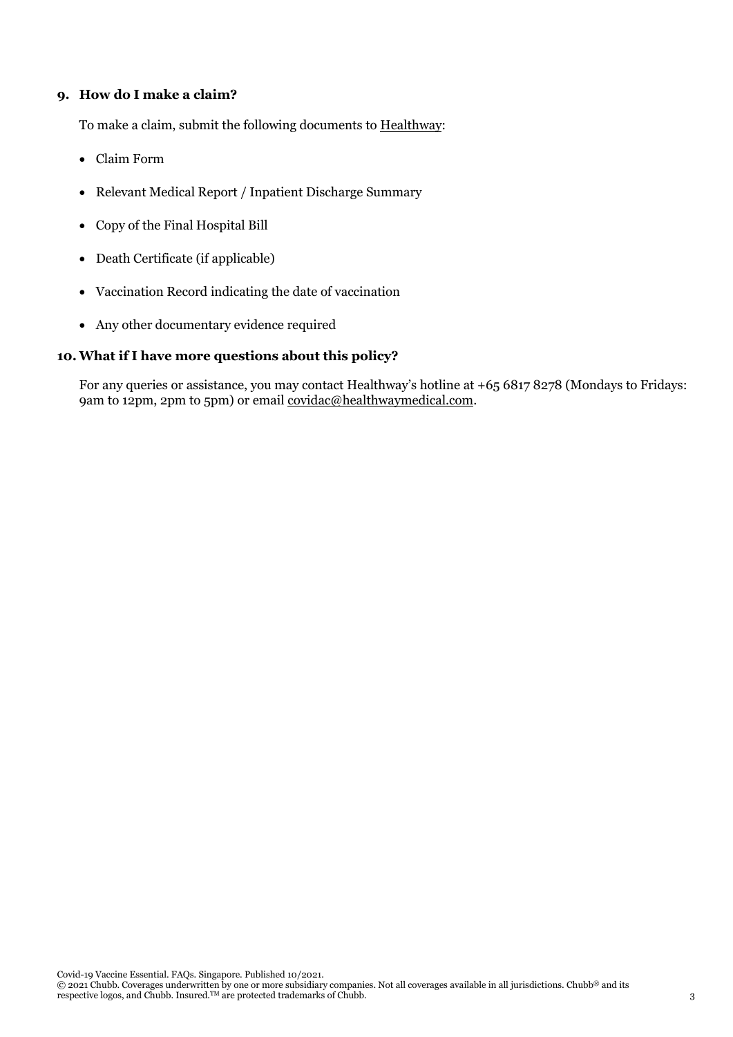### 9. How do I make a claim?

To make a claim, submit the following documents to Healthway:

- Claim Form
- Relevant Medical Report / Inpatient Discharge Summary
- Copy of the Final Hospital Bill
- Death Certificate (if applicable)
- Vaccination Record indicating the date of vaccination
- Any other documentary evidence required

### 10. What if I have more questions about this policy?

For any queries or assistance, you may contact Healthway's hotline at +65 6817 8278 (Mondays to Fridays: 9am to 12pm, 2pm to 5pm) or email covidac@healthwaymedical.com.

Covid-19 Vaccine Essential. FAQs. Singapore. Published 10/2021.
© 2021 Chubb. Coverages underwritten by one or more subsidiary companies. Not all coverages available in all jurisdictions. Chubb® and its respective logos, and Chubb. Insured.™ are protected trademarks of Chubb.